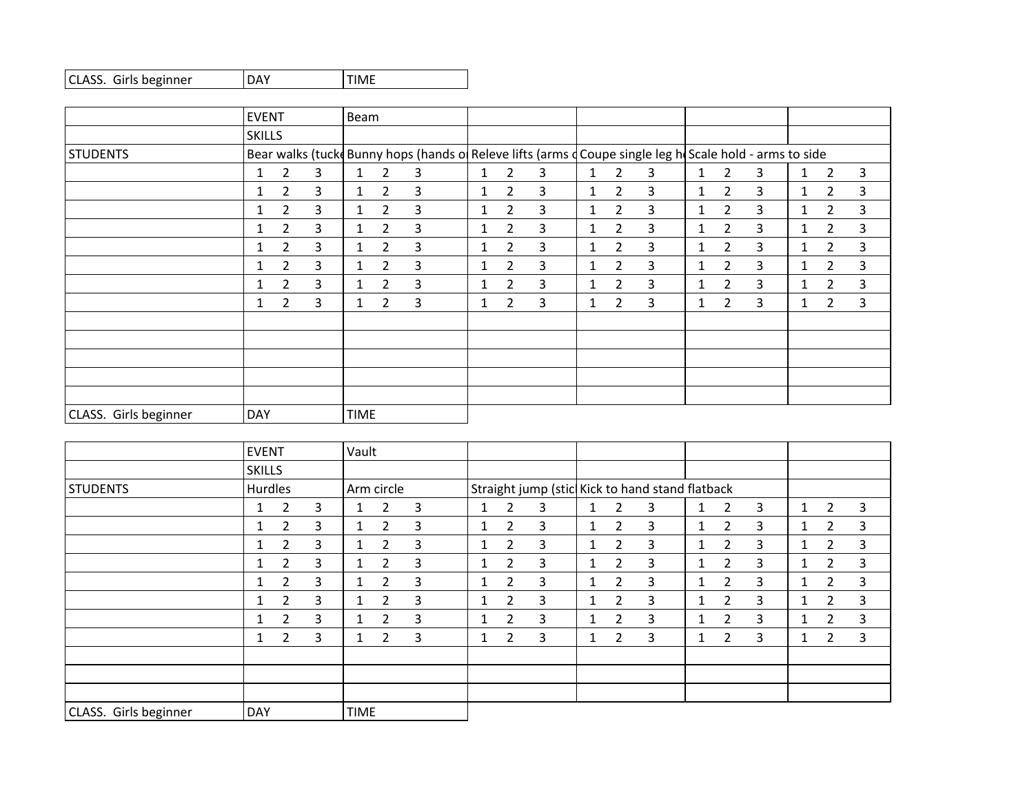| CLASS. Girls beginner | DAY | TIME |
|---|---|---|

| | EVENT | Beam | | | | |
|---|---|---|---|---|---|---|
| | SKILLS | | | | | |
| STUDENTS | Bear walks (tuck | Bunny hops (hands o | Releve lifts (arms o | Coupe single leg h | Scale hold - arms to side | |
| | 1 2 3 | 1 2 3 | 1 2 3 | 1 2 3 | 1 2 3 | 1 2 3 |
| | 1 2 3 | 1 2 3 | 1 2 3 | 1 2 3 | 1 2 3 | 1 2 3 |
| | 1 2 3 | 1 2 3 | 1 2 3 | 1 2 3 | 1 2 3 | 1 2 3 |
| | 1 2 3 | 1 2 3 | 1 2 3 | 1 2 3 | 1 2 3 | 1 2 3 |
| | 1 2 3 | 1 2 3 | 1 2 3 | 1 2 3 | 1 2 3 | 1 2 3 |
| | 1 2 3 | 1 2 3 | 1 2 3 | 1 2 3 | 1 2 3 | 1 2 3 |
| | 1 2 3 | 1 2 3 | 1 2 3 | 1 2 3 | 1 2 3 | 1 2 3 |
| | 1 2 3 | 1 2 3 | 1 2 3 | 1 2 3 | 1 2 3 | 1 2 3 |
| | | | | | | |
| | | | | | | |
| | | | | | | |
| | | | | | | |
| | | | | | | |

| CLASS. Girls beginner | DAY | TIME |
|---|---|---|

| | EVENT | Vault | | | | |
|---|---|---|---|---|---|---|
| | SKILLS | | | | | |
| STUDENTS | Hurdles | Arm circle | Straight jump (stic | Kick to hand stand flatback | | |
| | 1 2 3 | 1 2 3 | 1 2 3 | 1 2 3 | 1 2 3 | 1 2 3 |
| | 1 2 3 | 1 2 3 | 1 2 3 | 1 2 3 | 1 2 3 | 1 2 3 |
| | 1 2 3 | 1 2 3 | 1 2 3 | 1 2 3 | 1 2 3 | 1 2 3 |
| | 1 2 3 | 1 2 3 | 1 2 3 | 1 2 3 | 1 2 3 | 1 2 3 |
| | 1 2 3 | 1 2 3 | 1 2 3 | 1 2 3 | 1 2 3 | 1 2 3 |
| | 1 2 3 | 1 2 3 | 1 2 3 | 1 2 3 | 1 2 3 | 1 2 3 |
| | 1 2 3 | 1 2 3 | 1 2 3 | 1 2 3 | 1 2 3 | 1 2 3 |
| | 1 2 3 | 1 2 3 | 1 2 3 | 1 2 3 | 1 2 3 | 1 2 3 |
| | | | | | | |
| | | | | | | |
| | | | | | | |

| CLASS. Girls beginner | DAY | TIME |
|---|---|---|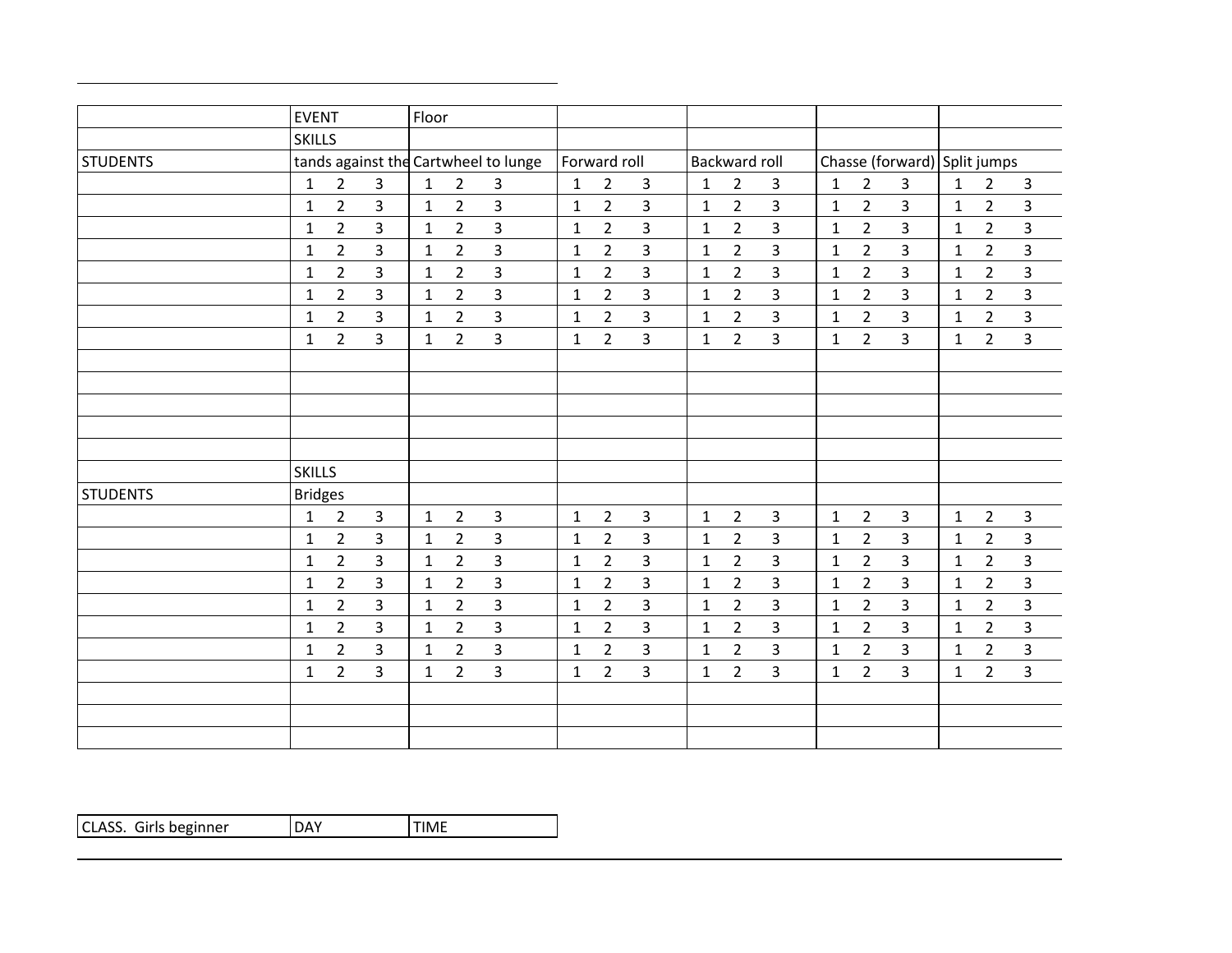| | EVENT | Floor | | | | |
|---|---|---|---|---|---|---|
| | SKILLS | | | | | |
| STUDENTS | tands against the | Cartwheel to lunge | Forward roll | Backward roll | Chasse (forward) | Split jumps |
| | 1 2 3 | 1 2 3 | 1 2 3 | 1 2 3 | 1 2 3 | 1 2 3 |
| | 1 2 3 | 1 2 3 | 1 2 3 | 1 2 3 | 1 2 3 | 1 2 3 |
| | 1 2 3 | 1 2 3 | 1 2 3 | 1 2 3 | 1 2 3 | 1 2 3 |
| | 1 2 3 | 1 2 3 | 1 2 3 | 1 2 3 | 1 2 3 | 1 2 3 |
| | 1 2 3 | 1 2 3 | 1 2 3 | 1 2 3 | 1 2 3 | 1 2 3 |
| | 1 2 3 | 1 2 3 | 1 2 3 | 1 2 3 | 1 2 3 | 1 2 3 |
| | 1 2 3 | 1 2 3 | 1 2 3 | 1 2 3 | 1 2 3 | 1 2 3 |
| | 1 2 3 | 1 2 3 | 1 2 3 | 1 2 3 | 1 2 3 | 1 2 3 |
| | | | | | | |
| | | | | | | |
| | | | | | | |
| | | | | | | |
| | | | | | | |
| | SKILLS | | | | | |
| STUDENTS | Bridges | | | | | |
| | 1 2 3 | 1 2 3 | 1 2 3 | 1 2 3 | 1 2 3 | 1 2 3 |
| | 1 2 3 | 1 2 3 | 1 2 3 | 1 2 3 | 1 2 3 | 1 2 3 |
| | 1 2 3 | 1 2 3 | 1 2 3 | 1 2 3 | 1 2 3 | 1 2 3 |
| | 1 2 3 | 1 2 3 | 1 2 3 | 1 2 3 | 1 2 3 | 1 2 3 |
| | 1 2 3 | 1 2 3 | 1 2 3 | 1 2 3 | 1 2 3 | 1 2 3 |
| | 1 2 3 | 1 2 3 | 1 2 3 | 1 2 3 | 1 2 3 | 1 2 3 |
| | 1 2 3 | 1 2 3 | 1 2 3 | 1 2 3 | 1 2 3 | 1 2 3 |
| | 1 2 3 | 1 2 3 | 1 2 3 | 1 2 3 | 1 2 3 | 1 2 3 |
| | | | | | | |
| | | | | | | |
| | | | | | | |

| CLASS. Girls beginner | DAY | TIME |
|---|---|---|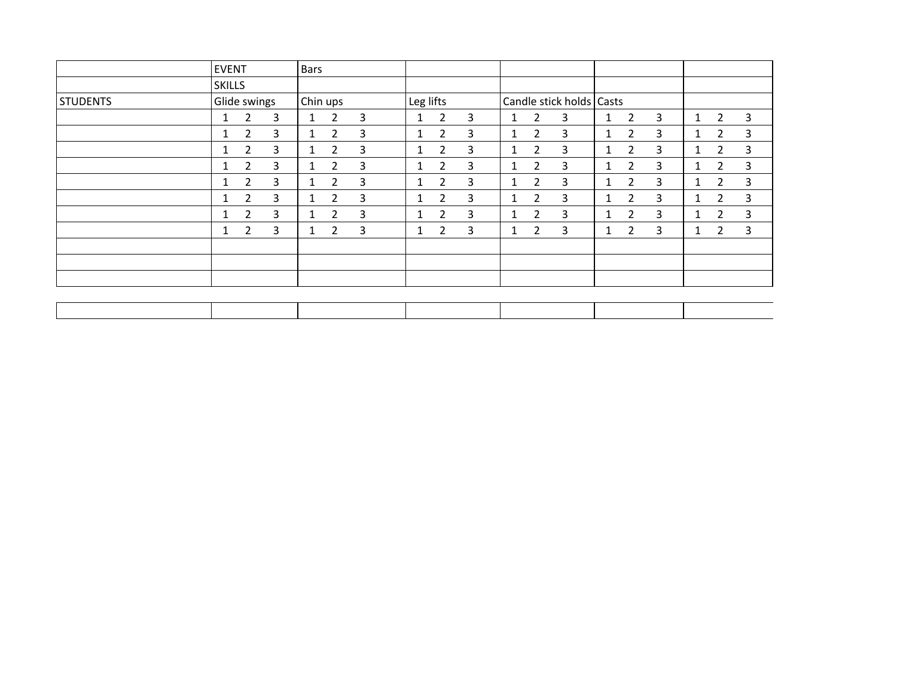| | | | | | | |
|---|---|---|---|---|---|---|
| | EVENT | Bars | | | | |
| | SKILLS | | | | | |
| STUDENTS | Glide swings | Chin ups | Leg lifts | Candle stick holds | Casts | |
| | 1 2 3 | 1 2 3 | 1 2 3 | 1 2 3 | 1 2 3 | 1 2 3 |
| | 1 2 3 | 1 2 3 | 1 2 3 | 1 2 3 | 1 2 3 | 1 2 3 |
| | 1 2 3 | 1 2 3 | 1 2 3 | 1 2 3 | 1 2 3 | 1 2 3 |
| | 1 2 3 | 1 2 3 | 1 2 3 | 1 2 3 | 1 2 3 | 1 2 3 |
| | 1 2 3 | 1 2 3 | 1 2 3 | 1 2 3 | 1 2 3 | 1 2 3 |
| | 1 2 3 | 1 2 3 | 1 2 3 | 1 2 3 | 1 2 3 | 1 2 3 |
| | 1 2 3 | 1 2 3 | 1 2 3 | 1 2 3 | 1 2 3 | 1 2 3 |
| | 1 2 3 | 1 2 3 | 1 2 3 | 1 2 3 | 1 2 3 | 1 2 3 |
| | | | | | | |
| | | | | | | |
| | | | | | | |
| | | | | | | |